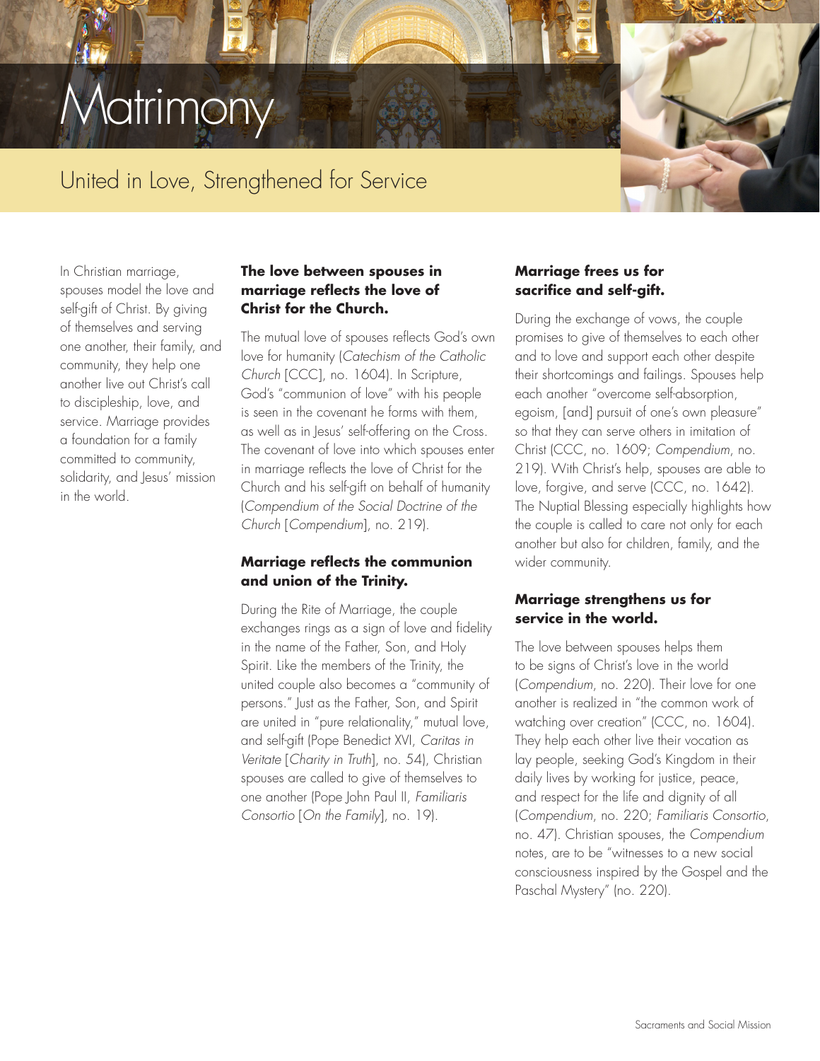# Matrimony

## United in Love, Strengthened for Service

In Christian marriage, spouses model the love and self-gift of Christ. By giving of themselves and serving one another, their family, and community, they help one another live out Christ's call to discipleship, love, and service. Marriage provides a foundation for a family committed to community, solidarity, and Jesus' mission in the world.

### The love between spouses in marriage reflects the love of Christ for the Church.

The mutual love of spouses reflects God's own love for humanity (*Catechism of the Catholic Church* [CCC], no. 1604). In Scripture, God's "communion of love" with his people is seen in the covenant he forms with them, as well as in Jesus' self-offering on the Cross. The covenant of love into which spouses enter in marriage reflects the love of Christ for the Church and his self-gift on behalf of humanity (*Compendium of the Social Doctrine of the Church* [*Compendium*], no. 219).

### Marriage reflects the communion and union of the Trinity.

During the Rite of Marriage, the couple exchanges rings as a sign of love and fidelity in the name of the Father, Son, and Holy Spirit. Like the members of the Trinity, the united couple also becomes a "community of persons." Just as the Father, Son, and Spirit are united in "pure relationality," mutual love, and self-gift (Pope Benedict XVI, *Caritas in Veritate* [*Charity in Truth*], no. 54), Christian spouses are called to give of themselves to one another (Pope John Paul II, *Familiaris Consortio* [*On the Family*], no. 19).

### Marriage frees us for sacrifice and self-gift.

During the exchange of vows, the couple promises to give of themselves to each other and to love and support each other despite their shortcomings and failings. Spouses help each another "overcome self-absorption, egoism, [and] pursuit of one's own pleasure" so that they can serve others in imitation of Christ (CCC, no. 1609; *Compendium*, no. 219). With Christ's help, spouses are able to love, forgive, and serve (CCC, no. 1642). The Nuptial Blessing especially highlights how the couple is called to care not only for each another but also for children, family, and the wider community.

### Marriage strengthens us for service in the world.

The love between spouses helps them to be signs of Christ's love in the world (*Compendium*, no. 220). Their love for one another is realized in "the common work of watching over creation" (CCC, no. 1604). They help each other live their vocation as lay people, seeking God's Kingdom in their daily lives by working for justice, peace, and respect for the life and dignity of all (*Compendium*, no. 220; *Familiaris Consortio*, no. 47). Christian spouses, the *Compendium* notes, are to be "witnesses to a new social consciousness inspired by the Gospel and the Paschal Mystery" (no. 220).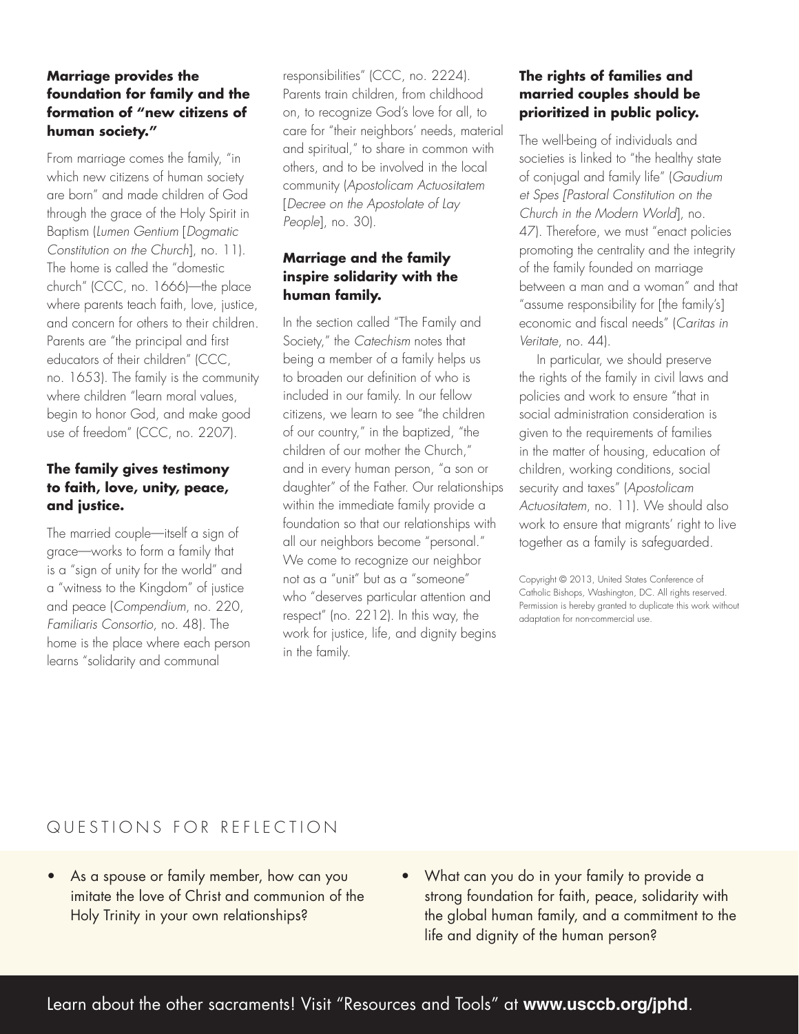### Marriage provides the foundation for family and the formation of "new citizens of human society."

From marriage comes the family, "in which new citizens of human society are born" and made children of God through the grace of the Holy Spirit in Baptism (*Lumen Gentium* [*Dogmatic Constitution on the Church*], no. 11). The home is called the "domestic church" (CCC, no. 1666)—the place where parents teach faith, love, justice, and concern for others to their children. Parents are "the principal and first educators of their children" (CCC, no. 1653). The family is the community where children "learn moral values, begin to honor God, and make good use of freedom" (CCC, no. 2207).

### The family gives testimony to faith, love, unity, peace, and justice.

The married couple—itself a sign of grace—works to form a family that is a "sign of unity for the world" and a "witness to the Kingdom" of justice and peace (*Compendium*, no. 220, *Familiaris Consortio*, no. 48). The home is the place where each person learns "solidarity and communal responsibilities" (CCC, no. 2224). Parents train children, from childhood on, to recognize God's love for all, to care for "their neighbors' needs, material and spiritual," to share in common with others, and to be involved in the local community (*Apostolicam Actuositatem* [*Decree on the Apostolate of Lay People*], no. 30).

### Marriage and the family inspire solidarity with the human family.

In the section called "The Family and Society," the *Catechism* notes that being a member of a family helps us to broaden our definition of who is included in our family. In our fellow citizens, we learn to see "the children of our country," in the baptized, "the children of our mother the Church," and in every human person, "a son or daughter" of the Father. Our relationships within the immediate family provide a foundation so that our relationships with all our neighbors become "personal." We come to recognize our neighbor not as a "unit" but as a "someone" who "deserves particular attention and respect" (no. 2212). In this way, the work for justice, life, and dignity begins in the family.

### The rights of families and married couples should be prioritized in public policy.

The well-being of individuals and societies is linked to "the healthy state of conjugal and family life" (*Gaudium et Spes [Pastoral Constitution on the Church in the Modern World*], no. 47). Therefore, we must "enact policies promoting the centrality and the integrity of the family founded on marriage between a man and a woman" and that "assume responsibility for [the family's] economic and fiscal needs" (*Caritas in Veritate*, no. 44).

In particular, we should preserve the rights of the family in civil laws and policies and work to ensure "that in social administration consideration is given to the requirements of families in the matter of housing, education of children, working conditions, social security and taxes" (*Apostolicam Actuositatem*, no. 11). We should also work to ensure that migrants' right to live together as a family is safeguarded.

Copyright © 2013, United States Conference of Catholic Bishops, Washington, DC. All rights reserved. Permission is hereby granted to duplicate this work without adaptation for non-commercial use.

## QUESTIONS FOR REFLECTION

- As a spouse or family member, how can you imitate the love of Christ and communion of the Holy Trinity in your own relationships?
- What can you do in your family to provide a strong foundation for faith, peace, solidarity with the global human family, and a commitment to the life and dignity of the human person?

Learn about the other sacraments! Visit "Resources and Tools" at **www.usccb.org/jphd**.